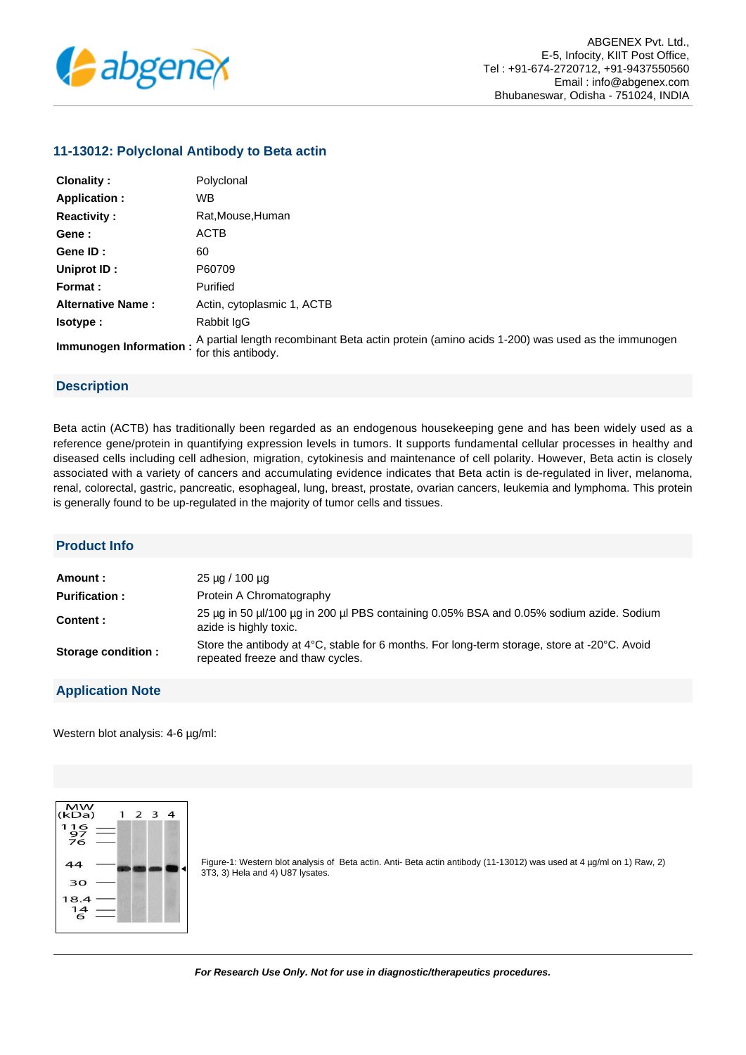ABGENEX Pvt. Ltd.,
E-5, Infocity, KIIT Post Office,
Tel : +91-674-2720712, +91-9437550560
Email : info@abgenex.com
Bhubaneswar, Odisha - 751024, INDIA

## 11-13012: Polyclonal Antibody to Beta actin

| | |
|---|---|
| **Clonality :** | Polyclonal |
| **Application :** | WB |
| **Reactivity :** | Rat,Mouse,Human |
| **Gene :** | ACTB |
| **Gene ID :** | 60 |
| **Uniprot ID :** | P60709 |
| **Format :** | Purified |
| **Alternative Name :** | Actin, cytoplasmic 1, ACTB |
| **Isotype :** | Rabbit IgG |
| **Immunogen Information :** | A partial length recombinant Beta actin protein (amino acids 1-200) was used as the immunogen for this antibody. |

## Description

Beta actin (ACTB) has traditionally been regarded as an endogenous housekeeping gene and has been widely used as a reference gene/protein in quantifying expression levels in tumors. It supports fundamental cellular processes in healthy and diseased cells including cell adhesion, migration, cytokinesis and maintenance of cell polarity. However, Beta actin is closely associated with a variety of cancers and accumulating evidence indicates that Beta actin is de-regulated in liver, melanoma, renal, colorectal, gastric, pancreatic, esophageal, lung, breast, prostate, ovarian cancers, leukemia and lymphoma. This protein is generally found to be up-regulated in the majority of tumor cells and tissues.

## Product Info

| | |
|---|---|
| **Amount :** | 25 µg / 100 µg |
| **Purification :** | Protein A Chromatography |
| **Content :** | 25 µg in 50 µl/100 µg in 200 µl PBS containing 0.05% BSA and 0.05% sodium azide. Sodium azide is highly toxic. |
| **Storage condition :** | Store the antibody at 4°C, stable for 6 months. For long-term storage, store at -20°C. Avoid repeated freeze and thaw cycles. |

## Application Note

Western blot analysis: 4-6 µg/ml:

Figure-1: Western blot analysis of Beta actin. Anti- Beta actin antibody (11-13012) was used at 4 µg/ml on 1) Raw, 2) 3T3, 3) Hela and 4) U87 lysates.

***For Research Use Only. Not for use in diagnostic/therapeutics procedures.***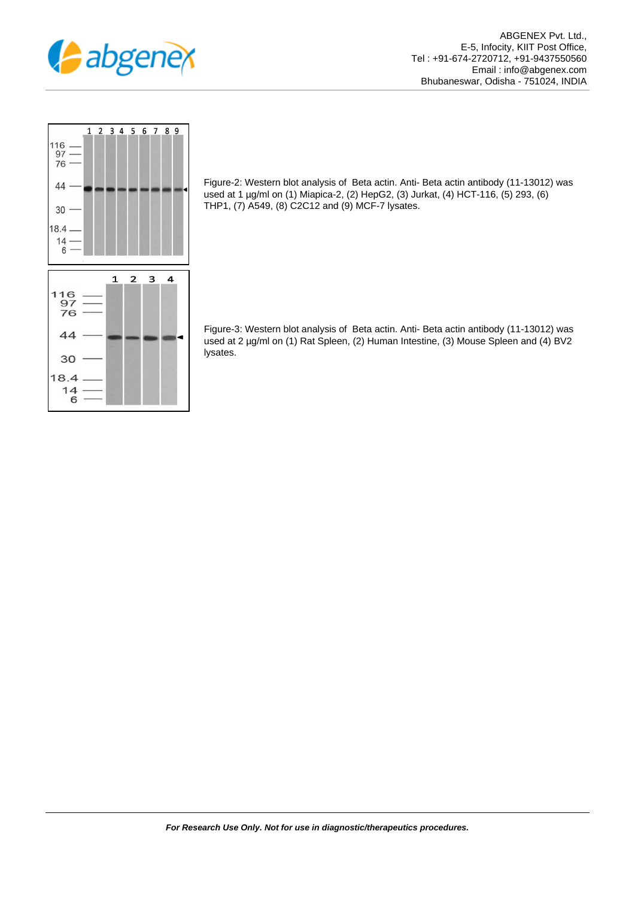1 2 3 4 5 6 7 8 9

116
97
76
44
30
18.4
14
6

Figure-2: Western blot analysis of Beta actin. Anti- Beta actin antibody (11-13012) was used at 1 µg/ml on (1) Miapica-2, (2) HepG2, (3) Jurkat, (4) HCT-116, (5) 293, (6) THP1, (7) A549, (8) C2C12 and (9) MCF-7 lysates.

1 2 3 4

116
97
76
44
30
18.4
14
6

Figure-3: Western blot analysis of Beta actin. Anti- Beta actin antibody (11-13012) was used at 2 µg/ml on (1) Rat Spleen, (2) Human Intestine, (3) Mouse Spleen and (4) BV2 lysates.